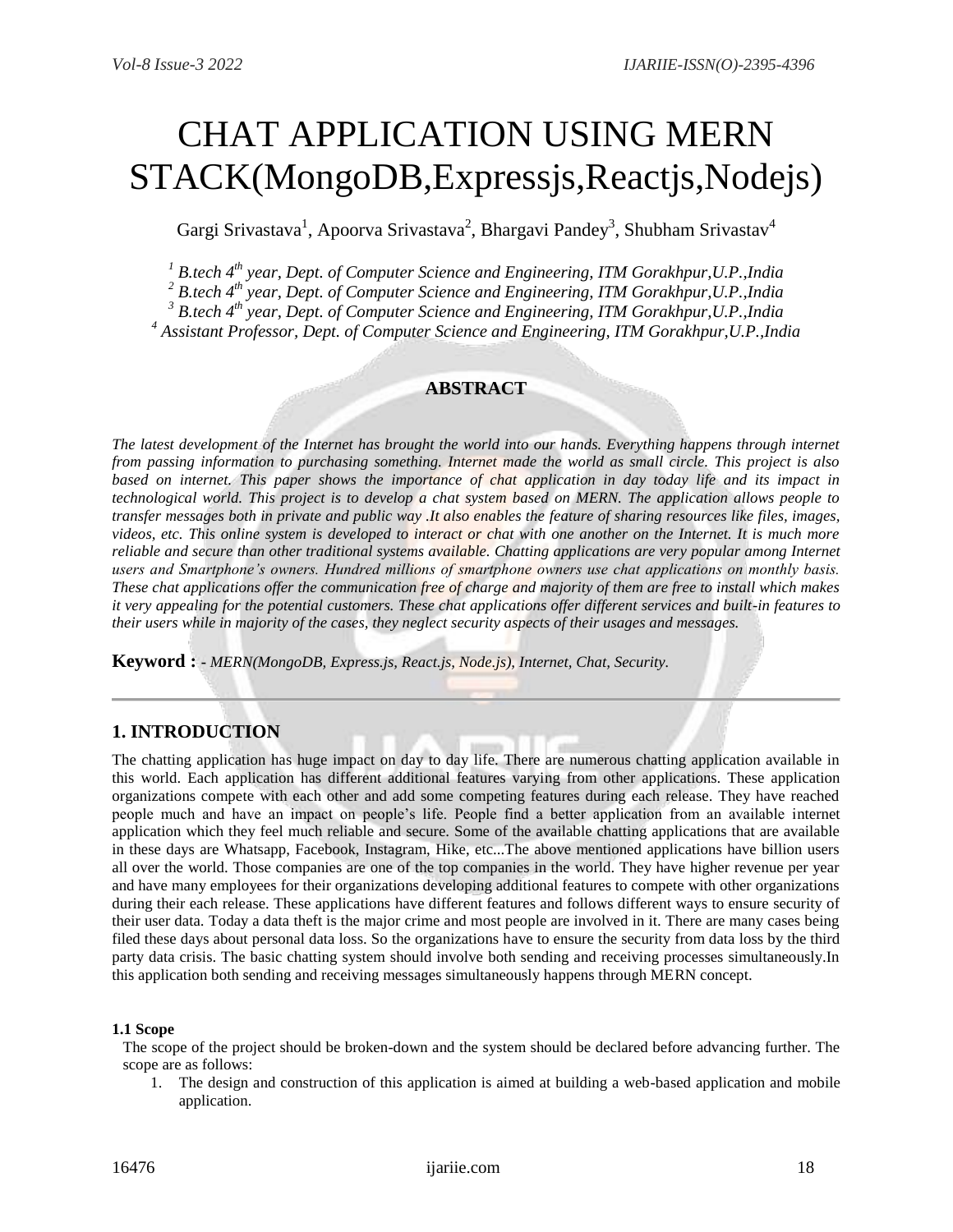# CHAT APPLICATION USING MERN STACK(MongoDB,Expressjs,Reactjs,Nodejs)

Gargi Srivastava[1], Apoorva Srivastava[2], Bhargavi Pandey[3], Shubham Srivastav[4]

[1] *B.tech 4th year, Dept. of Computer Science and Engineering, ITM Gorakhpur,U.P.,India*
[2] *B.tech 4th year, Dept. of Computer Science and Engineering, ITM Gorakhpur,U.P.,India*
[3] *B.tech 4th year, Dept. of Computer Science and Engineering, ITM Gorakhpur,U.P.,India*
[4] *Assistant Professor, Dept. of Computer Science and Engineering, ITM Gorakhpur,U.P.,India*

## ABSTRACT

*The latest development of the Internet has brought the world into our hands. Everything happens through internet from passing information to purchasing something. Internet made the world as small circle. This project is also based on internet. This paper shows the importance of chat application in day today life and its impact in technological world. This project is to develop a chat system based on MERN. The application allows people to transfer messages both in private and public way .It also enables the feature of sharing resources like files, images, videos, etc. This online system is developed to interact or chat with one another on the Internet. It is much more reliable and secure than other traditional systems available. Chatting applications are very popular among Internet users and Smartphone's owners. Hundred millions of smartphone owners use chat applications on monthly basis. These chat applications offer the communication free of charge and majority of them are free to install which makes it very appealing for the potential customers. These chat applications offer different services and built-in features to their users while in majority of the cases, they neglect security aspects of their usages and messages.*

**Keyword :** - *MERN(MongoDB, Express.js, React.js, Node.js), Internet, Chat, Security.*

---

## 1. INTRODUCTION

The chatting application has huge impact on day to day life. There are numerous chatting application available in this world. Each application has different additional features varying from other applications. These application organizations compete with each other and add some competing features during each release. They have reached people much and have an impact on people's life. People find a better application from an available internet application which they feel much reliable and secure. Some of the available chatting applications that are available in these days are Whatsapp, Facebook, Instagram, Hike, etc...The above mentioned applications have billion users all over the world. Those companies are one of the top companies in the world. They have higher revenue per year and have many employees for their organizations developing additional features to compete with other organizations during their each release. These applications have different features and follows different ways to ensure security of their user data. Today a data theft is the major crime and most people are involved in it. There are many cases being filed these days about personal data loss. So the organizations have to ensure the security from data loss by the third party data crisis. The basic chatting system should involve both sending and receiving processes simultaneously.In this application both sending and receiving messages simultaneously happens through MERN concept.

### 1.1 Scope

The scope of the project should be broken-down and the system should be declared before advancing further. The scope are as follows:

1. The design and construction of this application is aimed at building a web-based application and mobile application.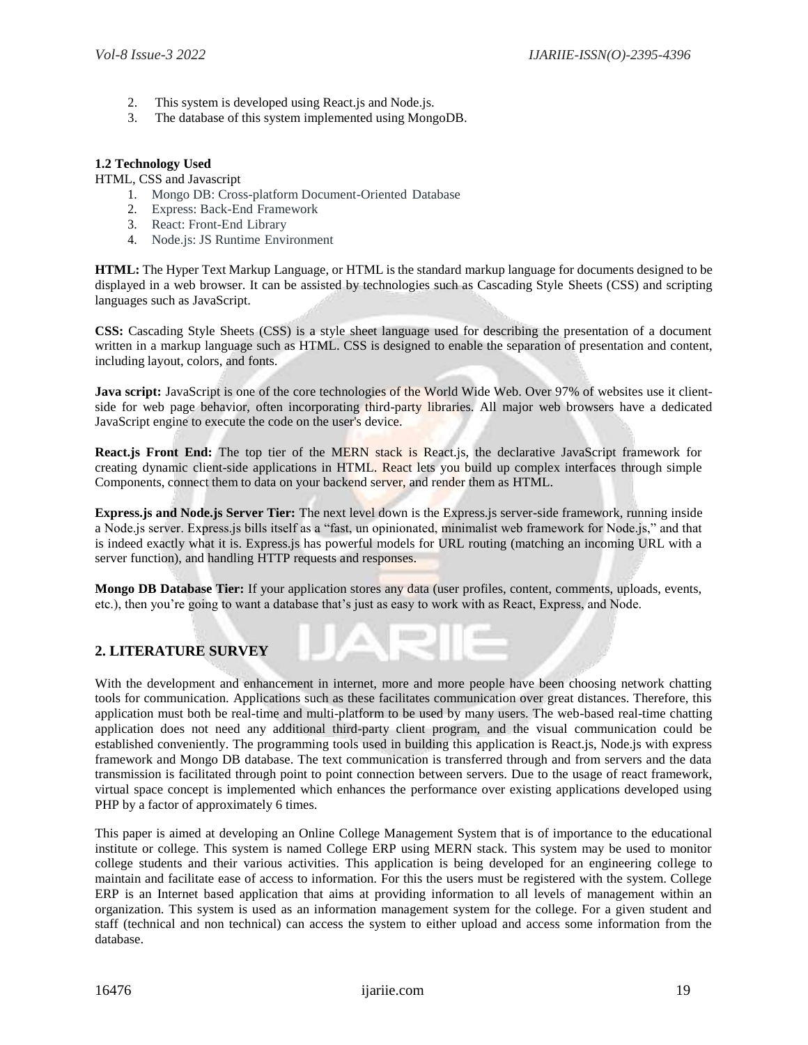2. This system is developed using React.js and Node.js.
3. The database of this system implemented using MongoDB.

**1.2 Technology Used**

HTML, CSS and Javascript

1. Mongo DB: Cross-platform Document-Oriented Database
2. Express: Back-End Framework
3. React: Front-End Library
4. Node.js: JS Runtime Environment

**HTML:** The Hyper Text Markup Language, or HTML is the standard markup language for documents designed to be displayed in a web browser. It can be assisted by technologies such as Cascading Style Sheets (CSS) and scripting languages such as JavaScript.

**CSS:** Cascading Style Sheets (CSS) is a style sheet language used for describing the presentation of a document written in a markup language such as HTML. CSS is designed to enable the separation of presentation and content, including layout, colors, and fonts.

**Java script:** JavaScript is one of the core technologies of the World Wide Web. Over 97% of websites use it client-side for web page behavior, often incorporating third-party libraries. All major web browsers have a dedicated JavaScript engine to execute the code on the user's device.

**React.js Front End:** The top tier of the MERN stack is React.js, the declarative JavaScript framework for creating dynamic client-side applications in HTML. React lets you build up complex interfaces through simple Components, connect them to data on your backend server, and render them as HTML.

**Express.js and Node.js Server Tier:** The next level down is the Express.js server-side framework, running inside a Node.js server. Express.js bills itself as a "fast, un opinionated, minimalist web framework for Node.js," and that is indeed exactly what it is. Express.js has powerful models for URL routing (matching an incoming URL with a server function), and handling HTTP requests and responses.

**Mongo DB Database Tier:** If your application stores any data (user profiles, content, comments, uploads, events, etc.), then you're going to want a database that's just as easy to work with as React, Express, and Node.

## 2. LITERATURE SURVEY

With the development and enhancement in internet, more and more people have been choosing network chatting tools for communication. Applications such as these facilitates communication over great distances. Therefore, this application must both be real-time and multi-platform to be used by many users. The web-based real-time chatting application does not need any additional third-party client program, and the visual communication could be established conveniently. The programming tools used in building this application is React.js, Node.js with express framework and Mongo DB database. The text communication is transferred through and from servers and the data transmission is facilitated through point to point connection between servers. Due to the usage of react framework, virtual space concept is implemented which enhances the performance over existing applications developed using PHP by a factor of approximately 6 times.

This paper is aimed at developing an Online College Management System that is of importance to the educational institute or college. This system is named College ERP using MERN stack. This system may be used to monitor college students and their various activities. This application is being developed for an engineering college to maintain and facilitate ease of access to information. For this the users must be registered with the system. College ERP is an Internet based application that aims at providing information to all levels of management within an organization. This system is used as an information management system for the college. For a given student and staff (technical and non technical) can access the system to either upload and access some information from the database.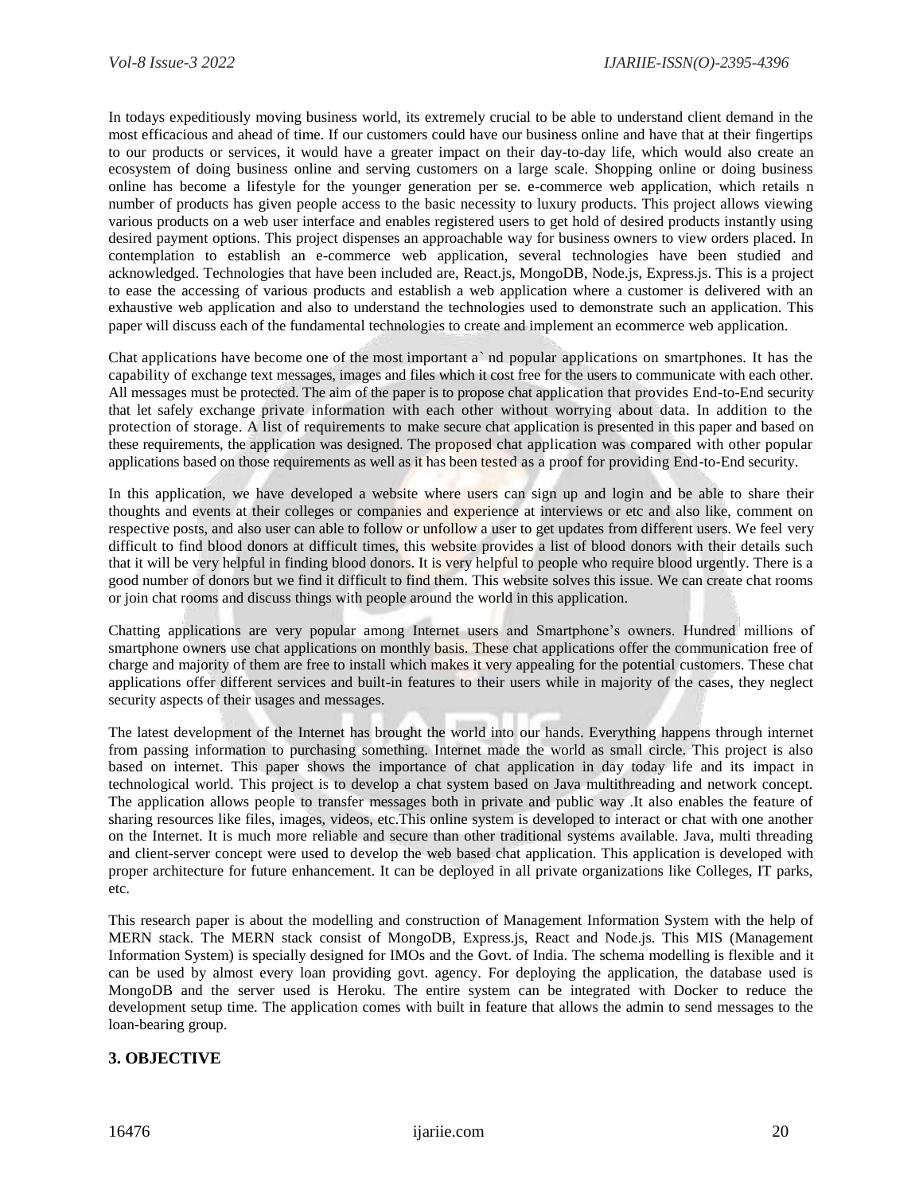In todays expeditiously moving business world, its extremely crucial to be able to understand client demand in the most efficacious and ahead of time. If our customers could have our business online and have that at their fingertips to our products or services, it would have a greater impact on their day-to-day life, which would also create an ecosystem of doing business online and serving customers on a large scale. Shopping online or doing business online has become a lifestyle for the younger generation per se. e-commerce web application, which retails n number of products has given people access to the basic necessity to luxury products. This project allows viewing various products on a web user interface and enables registered users to get hold of desired products instantly using desired payment options. This project dispenses an approachable way for business owners to view orders placed. In contemplation to establish an e-commerce web application, several technologies have been studied and acknowledged. Technologies that have been included are, React.js, MongoDB, Node.js, Express.js. This is a project to ease the accessing of various products and establish a web application where a customer is delivered with an exhaustive web application and also to understand the technologies used to demonstrate such an application. This paper will discuss each of the fundamental technologies to create and implement an ecommerce web application.

Chat applications have become one of the most important a` nd popular applications on smartphones. It has the capability of exchange text messages, images and files which it cost free for the users to communicate with each other. All messages must be protected. The aim of the paper is to propose chat application that provides End-to-End security that let safely exchange private information with each other without worrying about data. In addition to the protection of storage. A list of requirements to make secure chat application is presented in this paper and based on these requirements, the application was designed. The proposed chat application was compared with other popular applications based on those requirements as well as it has been tested as a proof for providing End-to-End security.

In this application, we have developed a website where users can sign up and login and be able to share their thoughts and events at their colleges or companies and experience at interviews or etc and also like, comment on respective posts, and also user can able to follow or unfollow a user to get updates from different users. We feel very difficult to find blood donors at difficult times, this website provides a list of blood donors with their details such that it will be very helpful in finding blood donors. It is very helpful to people who require blood urgently. There is a good number of donors but we find it difficult to find them. This website solves this issue. We can create chat rooms or join chat rooms and discuss things with people around the world in this application.

Chatting applications are very popular among Internet users and Smartphone's owners. Hundred millions of smartphone owners use chat applications on monthly basis. These chat applications offer the communication free of charge and majority of them are free to install which makes it very appealing for the potential customers. These chat applications offer different services and built-in features to their users while in majority of the cases, they neglect security aspects of their usages and messages.

The latest development of the Internet has brought the world into our hands. Everything happens through internet from passing information to purchasing something. Internet made the world as small circle. This project is also based on internet. This paper shows the importance of chat application in day today life and its impact in technological world. This project is to develop a chat system based on Java multithreading and network concept. The application allows people to transfer messages both in private and public way .It also enables the feature of sharing resources like files, images, videos, etc.This online system is developed to interact or chat with one another on the Internet. It is much more reliable and secure than other traditional systems available. Java, multi threading and client-server concept were used to develop the web based chat application. This application is developed with proper architecture for future enhancement. It can be deployed in all private organizations like Colleges, IT parks, etc.

This research paper is about the modelling and construction of Management Information System with the help of MERN stack. The MERN stack consist of MongoDB, Express.js, React and Node.js. This MIS (Management Information System) is specially designed for IMOs and the Govt. of India. The schema modelling is flexible and it can be used by almost every loan providing govt. agency. For deploying the application, the database used is MongoDB and the server used is Heroku. The entire system can be integrated with Docker to reduce the development setup time. The application comes with built in feature that allows the admin to send messages to the loan-bearing group.

## 3. OBJECTIVE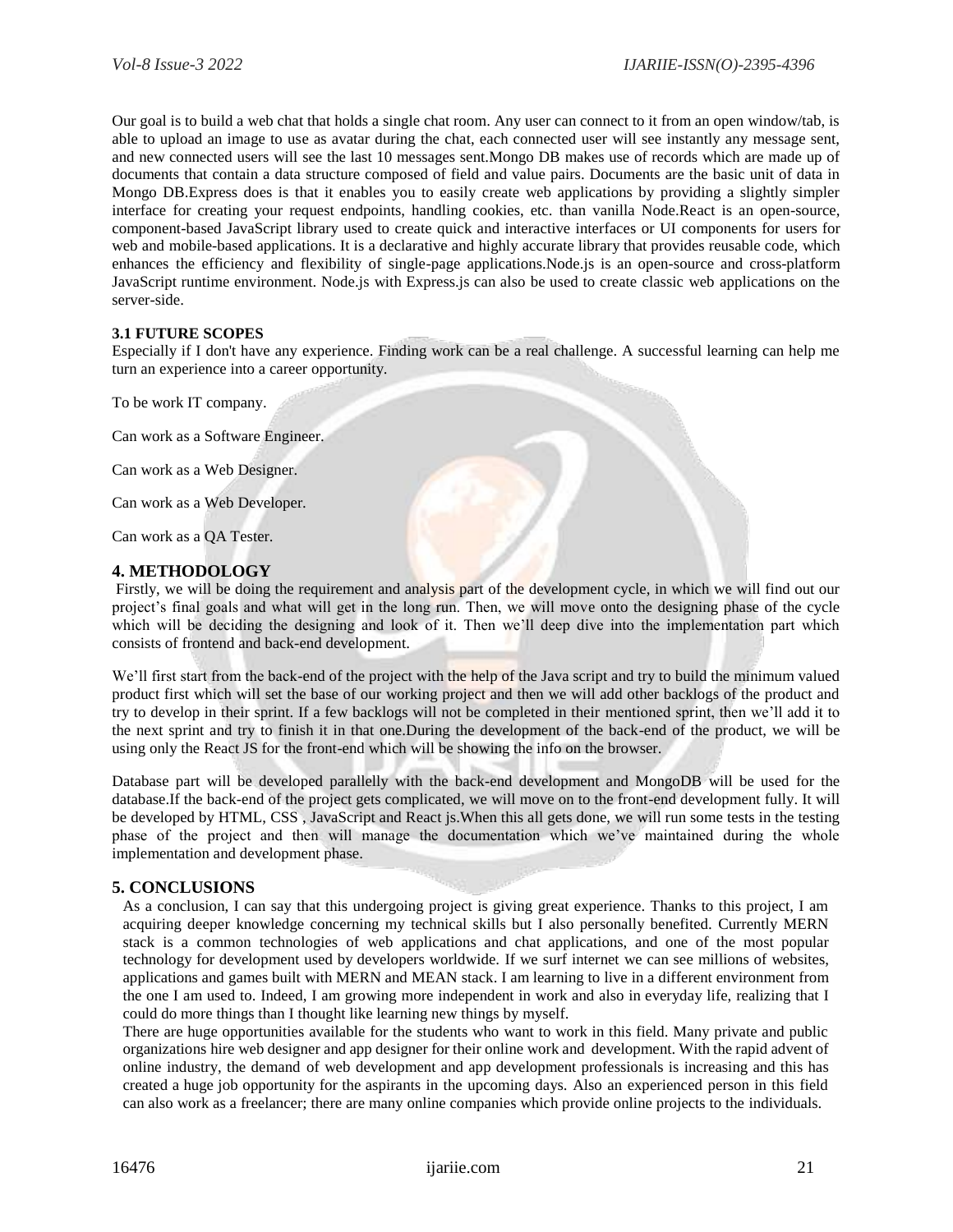Our goal is to build a web chat that holds a single chat room. Any user can connect to it from an open window/tab, is able to upload an image to use as avatar during the chat, each connected user will see instantly any message sent, and new connected users will see the last 10 messages sent.Mongo DB makes use of records which are made up of documents that contain a data structure composed of field and value pairs. Documents are the basic unit of data in Mongo DB.Express does is that it enables you to easily create web applications by providing a slightly simpler interface for creating your request endpoints, handling cookies, etc. than vanilla Node.React is an open-source, component-based JavaScript library used to create quick and interactive interfaces or UI components for users for web and mobile-based applications. It is a declarative and highly accurate library that provides reusable code, which enhances the efficiency and flexibility of single-page applications.Node.js is an open-source and cross-platform JavaScript runtime environment. Node.js with Express.js can also be used to create classic web applications on the server-side.

### 3.1 FUTURE SCOPES

Especially if I don't have any experience. Finding work can be a real challenge. A successful learning can help me turn an experience into a career opportunity.

To be work IT company.

Can work as a Software Engineer.

Can work as a Web Designer.

Can work as a Web Developer.

Can work as a QA Tester.

## 4. METHODOLOGY

Firstly, we will be doing the requirement and analysis part of the development cycle, in which we will find out our project's final goals and what will get in the long run. Then, we will move onto the designing phase of the cycle which will be deciding the designing and look of it. Then we'll deep dive into the implementation part which consists of frontend and back-end development.

We'll first start from the back-end of the project with the help of the Java script and try to build the minimum valued product first which will set the base of our working project and then we will add other backlogs of the product and try to develop in their sprint. If a few backlogs will not be completed in their mentioned sprint, then we'll add it to the next sprint and try to finish it in that one.During the development of the back-end of the product, we will be using only the React JS for the front-end which will be showing the info on the browser.

Database part will be developed parallelly with the back-end development and MongoDB will be used for the database.If the back-end of the project gets complicated, we will move on to the front-end development fully. It will be developed by HTML, CSS , JavaScript and React js.When this all gets done, we will run some tests in the testing phase of the project and then will manage the documentation which we've maintained during the whole implementation and development phase.

## 5. CONCLUSIONS

As a conclusion, I can say that this undergoing project is giving great experience. Thanks to this project, I am acquiring deeper knowledge concerning my technical skills but I also personally benefited. Currently MERN stack is a common technologies of web applications and chat applications, and one of the most popular technology for development used by developers worldwide. If we surf internet we can see millions of websites, applications and games built with MERN and MEAN stack. I am learning to live in a different environment from the one I am used to. Indeed, I am growing more independent in work and also in everyday life, realizing that I could do more things than I thought like learning new things by myself.

There are huge opportunities available for the students who want to work in this field. Many private and public organizations hire web designer and app designer for their online work and development. With the rapid advent of online industry, the demand of web development and app development professionals is increasing and this has created a huge job opportunity for the aspirants in the upcoming days. Also an experienced person in this field can also work as a freelancer; there are many online companies which provide online projects to the individuals.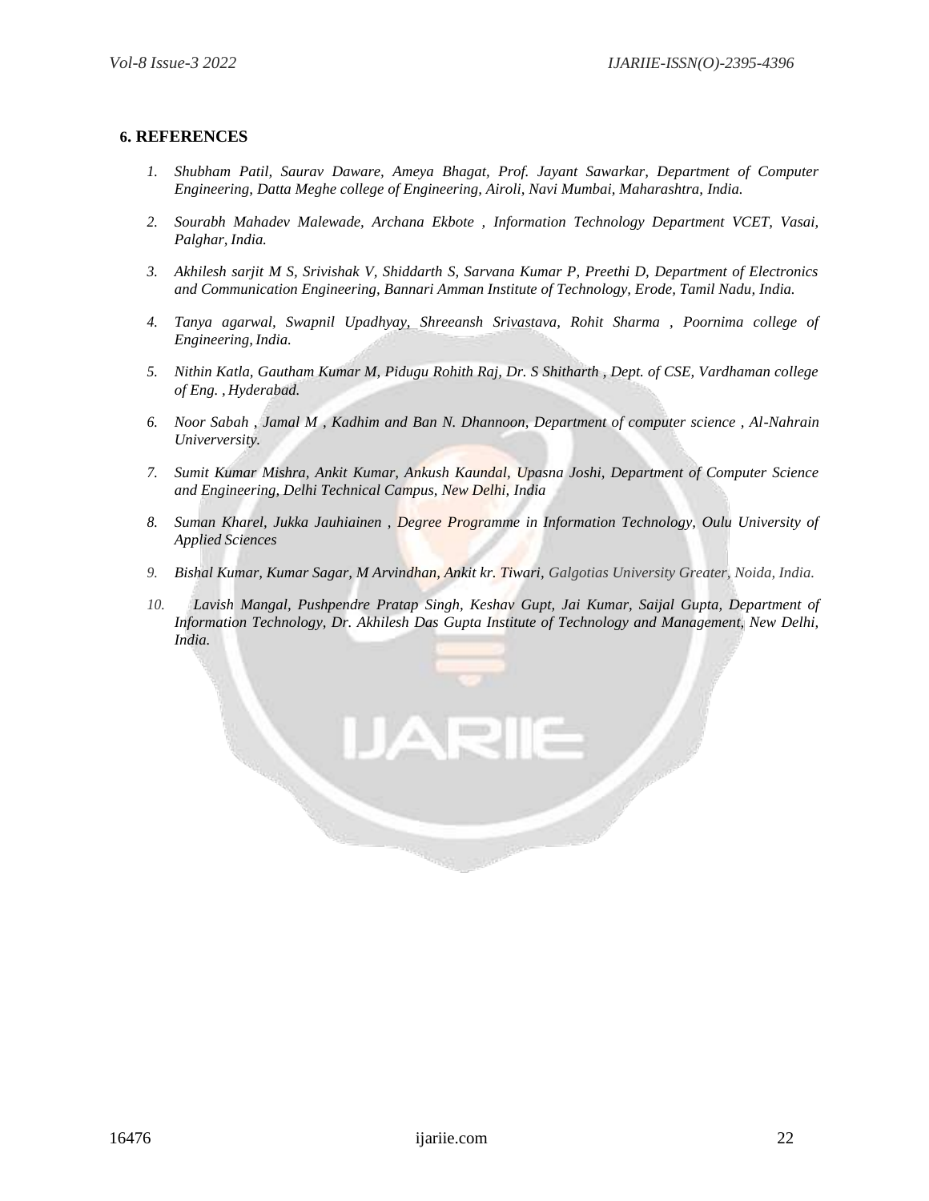### 6. REFERENCES

1. *Shubham Patil, Saurav Daware, Ameya Bhagat, Prof. Jayant Sawarkar, Department of Computer Engineering, Datta Meghe college of Engineering, Airoli, Navi Mumbai, Maharashtra, India.*

2. *Sourabh Mahadev Malewade, Archana Ekbote , Information Technology Department VCET, Vasai, Palghar, India.*

3. *Akhilesh sarjit M S, Srivishak V, Shiddarth S, Sarvana Kumar P, Preethi D, Department of Electronics and Communication Engineering, Bannari Amman Institute of Technology, Erode, Tamil Nadu, India.*

4. *Tanya agarwal, Swapnil Upadhyay, Shreeansh Srivastava, Rohit Sharma , Poornima college of Engineering, India.*

5. *Nithin Katla, Gautham Kumar M, Pidugu Rohith Raj, Dr. S Shitharth , Dept. of CSE, Vardhaman college of Eng. , Hyderabad.*

6. *Noor Sabah , Jamal M , Kadhim and Ban N. Dhannoon, Department of computer science , Al-Nahrain Univerversity.*

7. *Sumit Kumar Mishra, Ankit Kumar, Ankush Kaundal, Upasna Joshi, Department of Computer Science and Engineering, Delhi Technical Campus, New Delhi, India*

8. *Suman Kharel, Jukka Jauhiainen , Degree Programme in Information Technology, Oulu University of Applied Sciences*

9. *Bishal Kumar, Kumar Sagar, M Arvindhan, Ankit kr. Tiwari, Galgotias University Greater, Noida, India.*

10. *Lavish Mangal, Pushpendre Pratap Singh, Keshav Gupt, Jai Kumar, Saijal Gupta, Department of Information Technology, Dr. Akhilesh Das Gupta Institute of Technology and Management, New Delhi, India.*